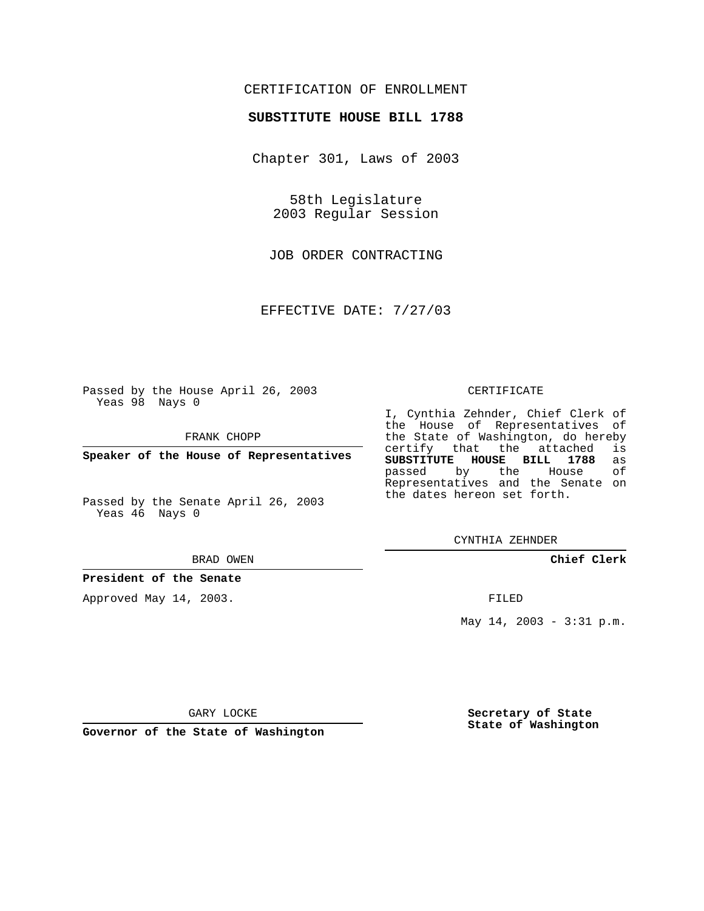CERTIFICATION OF ENROLLMENT

**SUBSTITUTE HOUSE BILL 1788**

Chapter 301, Laws of 2003

58th Legislature
2003 Regular Session

JOB ORDER CONTRACTING

EFFECTIVE DATE: 7/27/03

Passed by the House April 26, 2003
Yeas 98 Nays 0

FRANK CHOPP

**Speaker of the House of Representatives**

Passed by the Senate April 26, 2003
Yeas 46 Nays 0

BRAD OWEN

**President of the Senate**

Approved May 14, 2003.

GARY LOCKE

**Governor of the State of Washington**

CERTIFICATE

I, Cynthia Zehnder, Chief Clerk of the House of Representatives of the State of Washington, do hereby certify that the attached is **SUBSTITUTE HOUSE BILL 1788** as passed by the House of Representatives and the Senate on the dates hereon set forth.

CYNTHIA ZEHNDER

**Chief Clerk**

FILED

May 14, 2003 - 3:31 p.m.

**Secretary of State**
**State of Washington**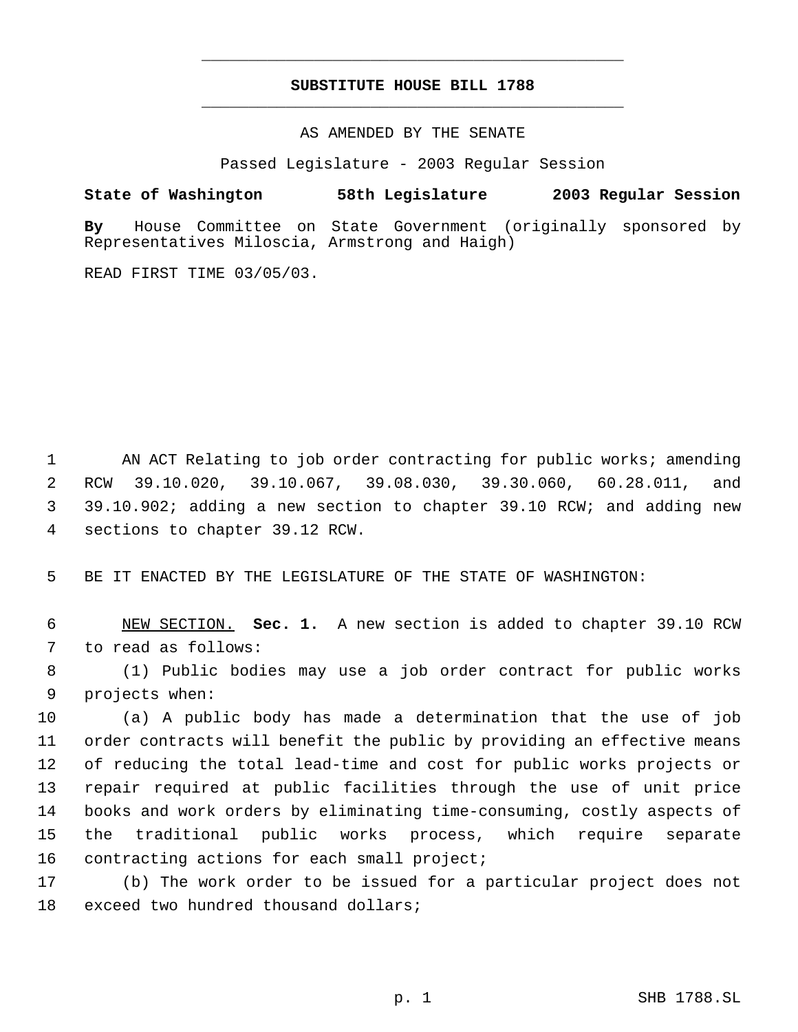# SUBSTITUTE HOUSE BILL 1788

AS AMENDED BY THE SENATE

Passed Legislature - 2003 Regular Session

**State of Washington 58th Legislature 2003 Regular Session**

**By** House Committee on State Government (originally sponsored by Representatives Miloscia, Armstrong and Haigh)

READ FIRST TIME 03/05/03.

AN ACT Relating to job order contracting for public works; amending RCW 39.10.020, 39.10.067, 39.08.030, 39.30.060, 60.28.011, and 39.10.902; adding a new section to chapter 39.10 RCW; and adding new sections to chapter 39.12 RCW.

BE IT ENACTED BY THE LEGISLATURE OF THE STATE OF WASHINGTON:

NEW SECTION. **Sec. 1.** A new section is added to chapter 39.10 RCW to read as follows:

(1) Public bodies may use a job order contract for public works projects when:

(a) A public body has made a determination that the use of job order contracts will benefit the public by providing an effective means of reducing the total lead-time and cost for public works projects or repair required at public facilities through the use of unit price books and work orders by eliminating time-consuming, costly aspects of the traditional public works process, which require separate contracting actions for each small project;

(b) The work order to be issued for a particular project does not exceed two hundred thousand dollars;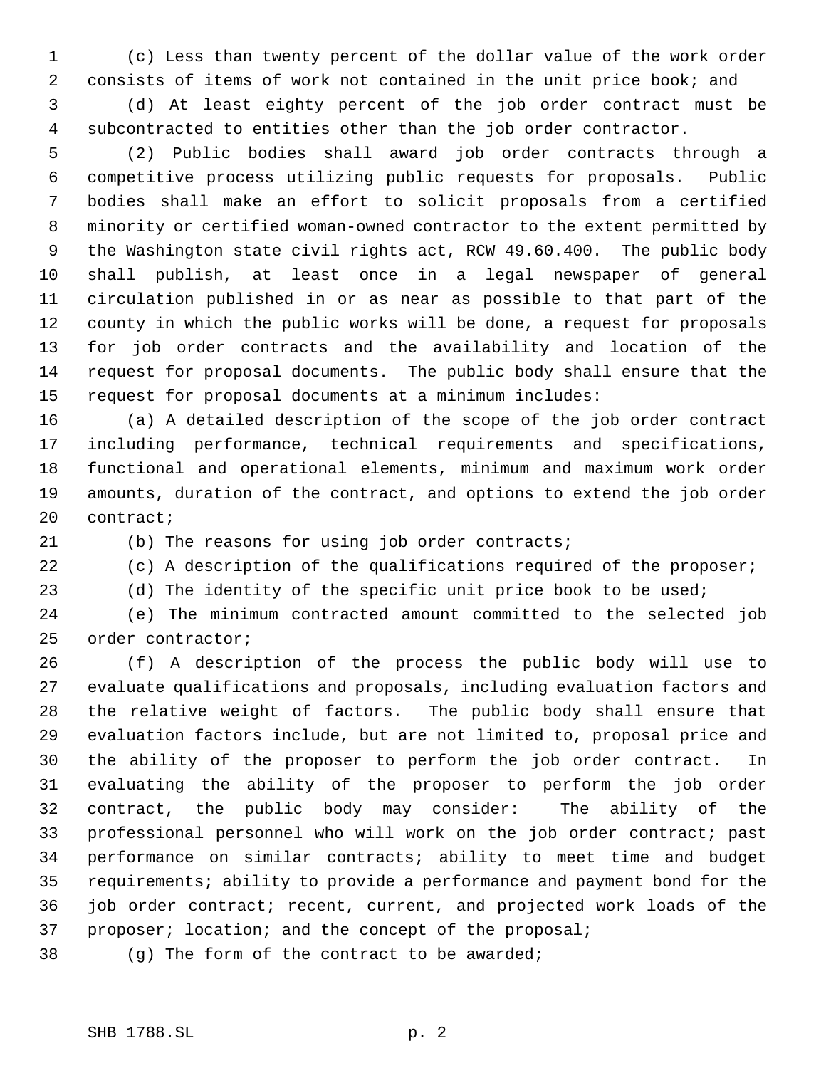(c) Less than twenty percent of the dollar value of the work order consists of items of work not contained in the unit price book; and

(d) At least eighty percent of the job order contract must be subcontracted to entities other than the job order contractor.

(2) Public bodies shall award job order contracts through a competitive process utilizing public requests for proposals. Public bodies shall make an effort to solicit proposals from a certified minority or certified woman-owned contractor to the extent permitted by the Washington state civil rights act, RCW 49.60.400. The public body shall publish, at least once in a legal newspaper of general circulation published in or as near as possible to that part of the county in which the public works will be done, a request for proposals for job order contracts and the availability and location of the request for proposal documents. The public body shall ensure that the request for proposal documents at a minimum includes:

(a) A detailed description of the scope of the job order contract including performance, technical requirements and specifications, functional and operational elements, minimum and maximum work order amounts, duration of the contract, and options to extend the job order contract;

(b) The reasons for using job order contracts;

(c) A description of the qualifications required of the proposer;

(d) The identity of the specific unit price book to be used;

(e) The minimum contracted amount committed to the selected job order contractor;

(f) A description of the process the public body will use to evaluate qualifications and proposals, including evaluation factors and the relative weight of factors. The public body shall ensure that evaluation factors include, but are not limited to, proposal price and the ability of the proposer to perform the job order contract. In evaluating the ability of the proposer to perform the job order contract, the public body may consider: The ability of the professional personnel who will work on the job order contract; past performance on similar contracts; ability to meet time and budget requirements; ability to provide a performance and payment bond for the job order contract; recent, current, and projected work loads of the proposer; location; and the concept of the proposal;

(g) The form of the contract to be awarded;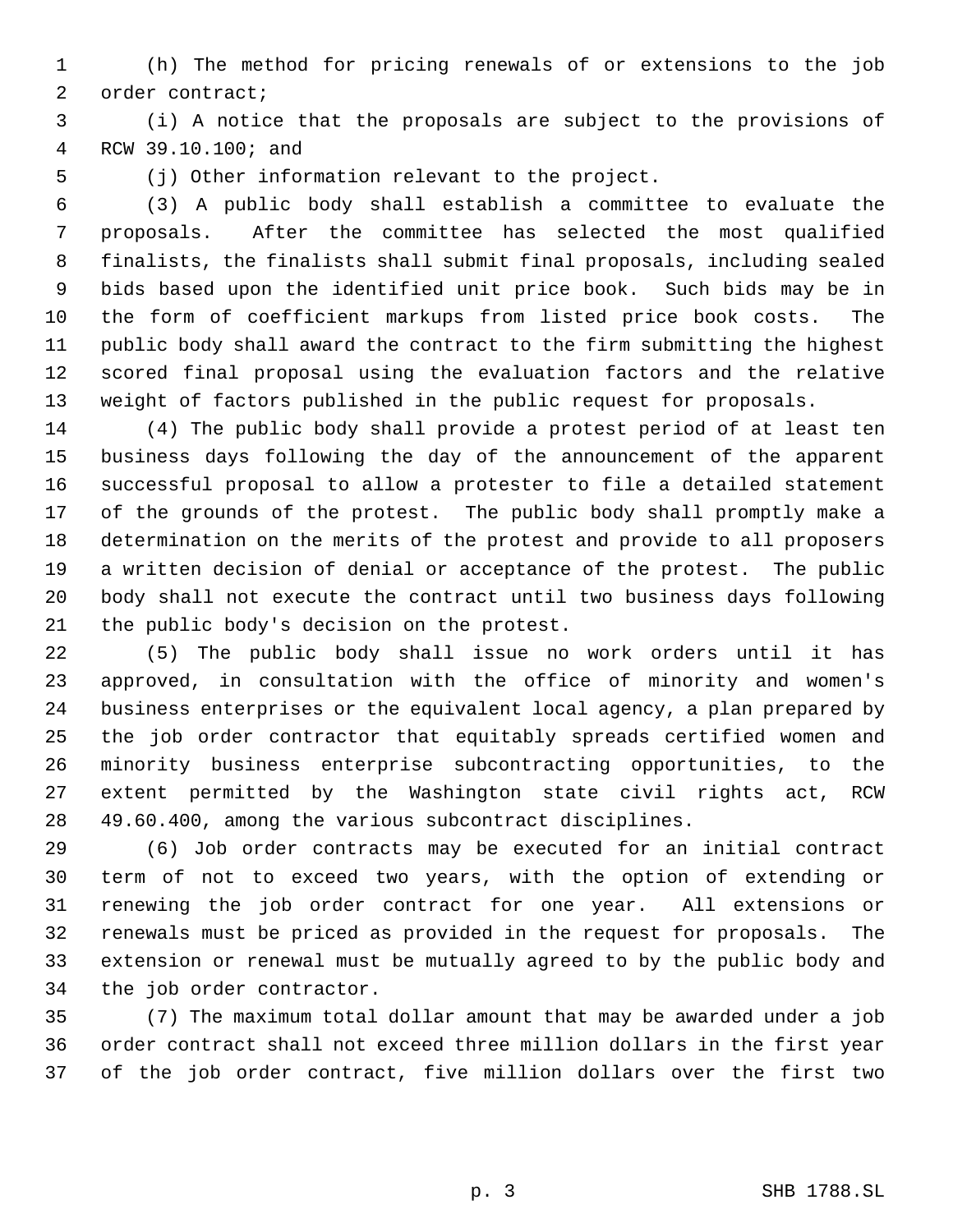(h) The method for pricing renewals of or extensions to the job order contract;

(i) A notice that the proposals are subject to the provisions of RCW 39.10.100; and

(j) Other information relevant to the project.

(3) A public body shall establish a committee to evaluate the proposals. After the committee has selected the most qualified finalists, the finalists shall submit final proposals, including sealed bids based upon the identified unit price book. Such bids may be in the form of coefficient markups from listed price book costs. The public body shall award the contract to the firm submitting the highest scored final proposal using the evaluation factors and the relative weight of factors published in the public request for proposals.

(4) The public body shall provide a protest period of at least ten business days following the day of the announcement of the apparent successful proposal to allow a protester to file a detailed statement of the grounds of the protest. The public body shall promptly make a determination on the merits of the protest and provide to all proposers a written decision of denial or acceptance of the protest. The public body shall not execute the contract until two business days following the public body's decision on the protest.

(5) The public body shall issue no work orders until it has approved, in consultation with the office of minority and women's business enterprises or the equivalent local agency, a plan prepared by the job order contractor that equitably spreads certified women and minority business enterprise subcontracting opportunities, to the extent permitted by the Washington state civil rights act, RCW 49.60.400, among the various subcontract disciplines.

(6) Job order contracts may be executed for an initial contract term of not to exceed two years, with the option of extending or renewing the job order contract for one year. All extensions or renewals must be priced as provided in the request for proposals. The extension or renewal must be mutually agreed to by the public body and the job order contractor.

(7) The maximum total dollar amount that may be awarded under a job order contract shall not exceed three million dollars in the first year of the job order contract, five million dollars over the first two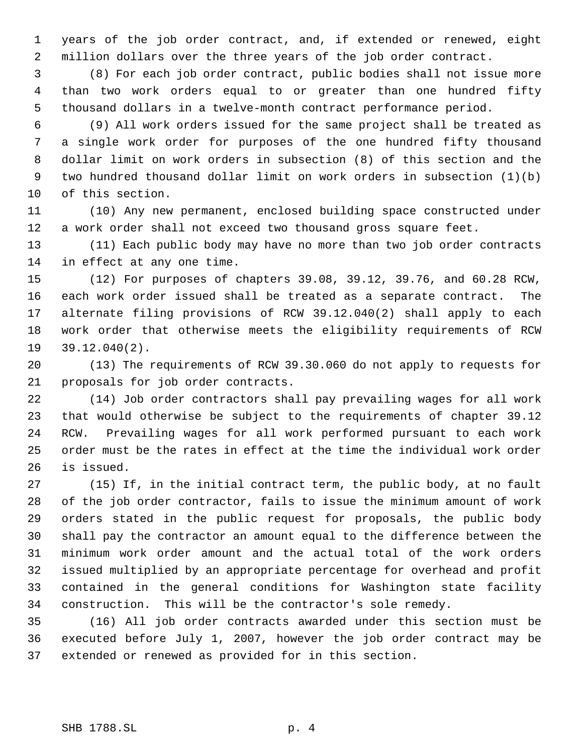years of the job order contract, and, if extended or renewed, eight million dollars over the three years of the job order contract.

(8) For each job order contract, public bodies shall not issue more than two work orders equal to or greater than one hundred fifty thousand dollars in a twelve-month contract performance period.

(9) All work orders issued for the same project shall be treated as a single work order for purposes of the one hundred fifty thousand dollar limit on work orders in subsection (8) of this section and the two hundred thousand dollar limit on work orders in subsection (1)(b) of this section.

(10) Any new permanent, enclosed building space constructed under a work order shall not exceed two thousand gross square feet.

(11) Each public body may have no more than two job order contracts in effect at any one time.

(12) For purposes of chapters 39.08, 39.12, 39.76, and 60.28 RCW, each work order issued shall be treated as a separate contract. The alternate filing provisions of RCW 39.12.040(2) shall apply to each work order that otherwise meets the eligibility requirements of RCW 39.12.040(2).

(13) The requirements of RCW 39.30.060 do not apply to requests for proposals for job order contracts.

(14) Job order contractors shall pay prevailing wages for all work that would otherwise be subject to the requirements of chapter 39.12 RCW. Prevailing wages for all work performed pursuant to each work order must be the rates in effect at the time the individual work order is issued.

(15) If, in the initial contract term, the public body, at no fault of the job order contractor, fails to issue the minimum amount of work orders stated in the public request for proposals, the public body shall pay the contractor an amount equal to the difference between the minimum work order amount and the actual total of the work orders issued multiplied by an appropriate percentage for overhead and profit contained in the general conditions for Washington state facility construction. This will be the contractor's sole remedy.

(16) All job order contracts awarded under this section must be executed before July 1, 2007, however the job order contract may be extended or renewed as provided for in this section.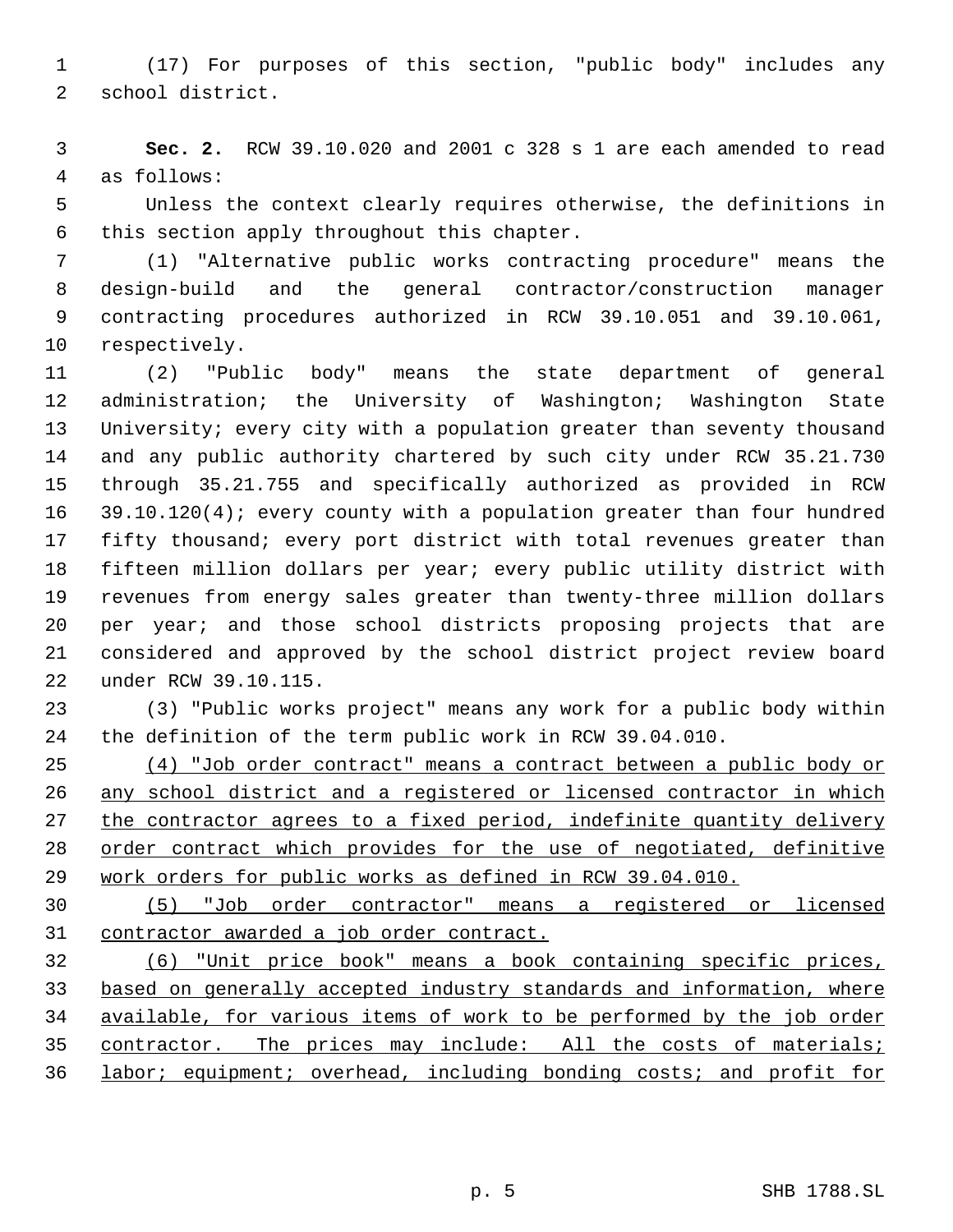(17) For purposes of this section, "public body" includes any school district.

**Sec. 2.** RCW 39.10.020 and 2001 c 328 s 1 are each amended to read as follows:

Unless the context clearly requires otherwise, the definitions in this section apply throughout this chapter.

(1) "Alternative public works contracting procedure" means the design-build and the general contractor/construction manager contracting procedures authorized in RCW 39.10.051 and 39.10.061, respectively.

(2) "Public body" means the state department of general administration; the University of Washington; Washington State University; every city with a population greater than seventy thousand and any public authority chartered by such city under RCW 35.21.730 through 35.21.755 and specifically authorized as provided in RCW 39.10.120(4); every county with a population greater than four hundred fifty thousand; every port district with total revenues greater than fifteen million dollars per year; every public utility district with revenues from energy sales greater than twenty-three million dollars per year; and those school districts proposing projects that are considered and approved by the school district project review board under RCW 39.10.115.

(3) "Public works project" means any work for a public body within the definition of the term public work in RCW 39.04.010.

(4) "Job order contract" means a contract between a public body or any school district and a registered or licensed contractor in which the contractor agrees to a fixed period, indefinite quantity delivery order contract which provides for the use of negotiated, definitive work orders for public works as defined in RCW 39.04.010.

(5) "Job order contractor" means a registered or licensed contractor awarded a job order contract.

(6) "Unit price book" means a book containing specific prices, based on generally accepted industry standards and information, where available, for various items of work to be performed by the job order contractor. The prices may include: All the costs of materials; labor; equipment; overhead, including bonding costs; and profit for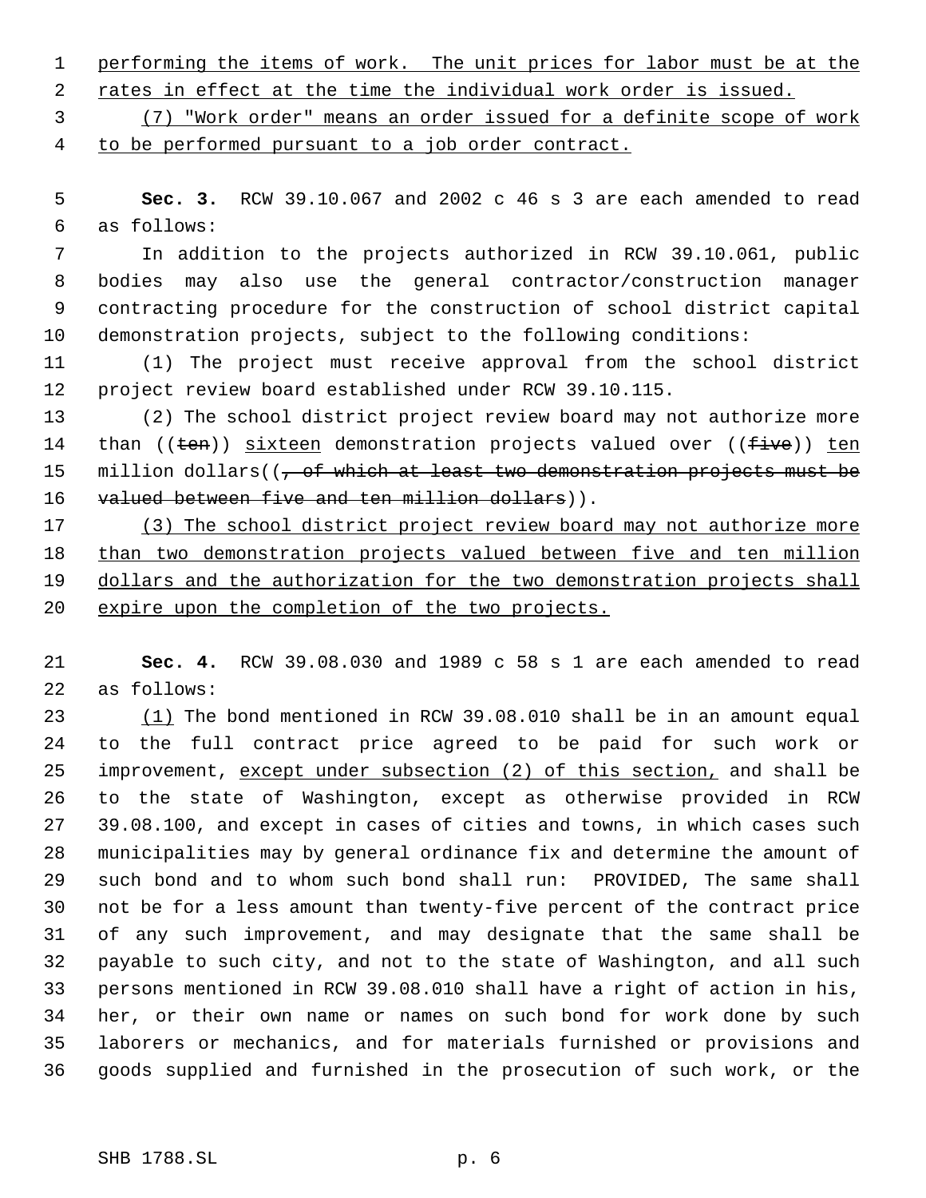performing the items of work. The unit prices for labor must be at the rates in effect at the time the individual work order is issued.

(7) "Work order" means an order issued for a definite scope of work to be performed pursuant to a job order contract.

**Sec. 3.** RCW 39.10.067 and 2002 c 46 s 3 are each amended to read as follows:

In addition to the projects authorized in RCW 39.10.061, public bodies may also use the general contractor/construction manager contracting procedure for the construction of school district capital demonstration projects, subject to the following conditions:

(1) The project must receive approval from the school district project review board established under RCW 39.10.115.

(2) The school district project review board may not authorize more than ((~~ten~~)) sixteen demonstration projects valued over ((~~five~~)) ten million dollars((~~, of which at least two demonstration projects must be valued between five and ten million dollars~~)).

(3) The school district project review board may not authorize more than two demonstration projects valued between five and ten million dollars and the authorization for the two demonstration projects shall expire upon the completion of the two projects.

**Sec. 4.** RCW 39.08.030 and 1989 c 58 s 1 are each amended to read as follows:

(1) The bond mentioned in RCW 39.08.010 shall be in an amount equal to the full contract price agreed to be paid for such work or improvement, except under subsection (2) of this section, and shall be to the state of Washington, except as otherwise provided in RCW 39.08.100, and except in cases of cities and towns, in which cases such municipalities may by general ordinance fix and determine the amount of such bond and to whom such bond shall run: PROVIDED, The same shall not be for a less amount than twenty-five percent of the contract price of any such improvement, and may designate that the same shall be payable to such city, and not to the state of Washington, and all such persons mentioned in RCW 39.08.010 shall have a right of action in his, her, or their own name or names on such bond for work done by such laborers or mechanics, and for materials furnished or provisions and goods supplied and furnished in the prosecution of such work, or the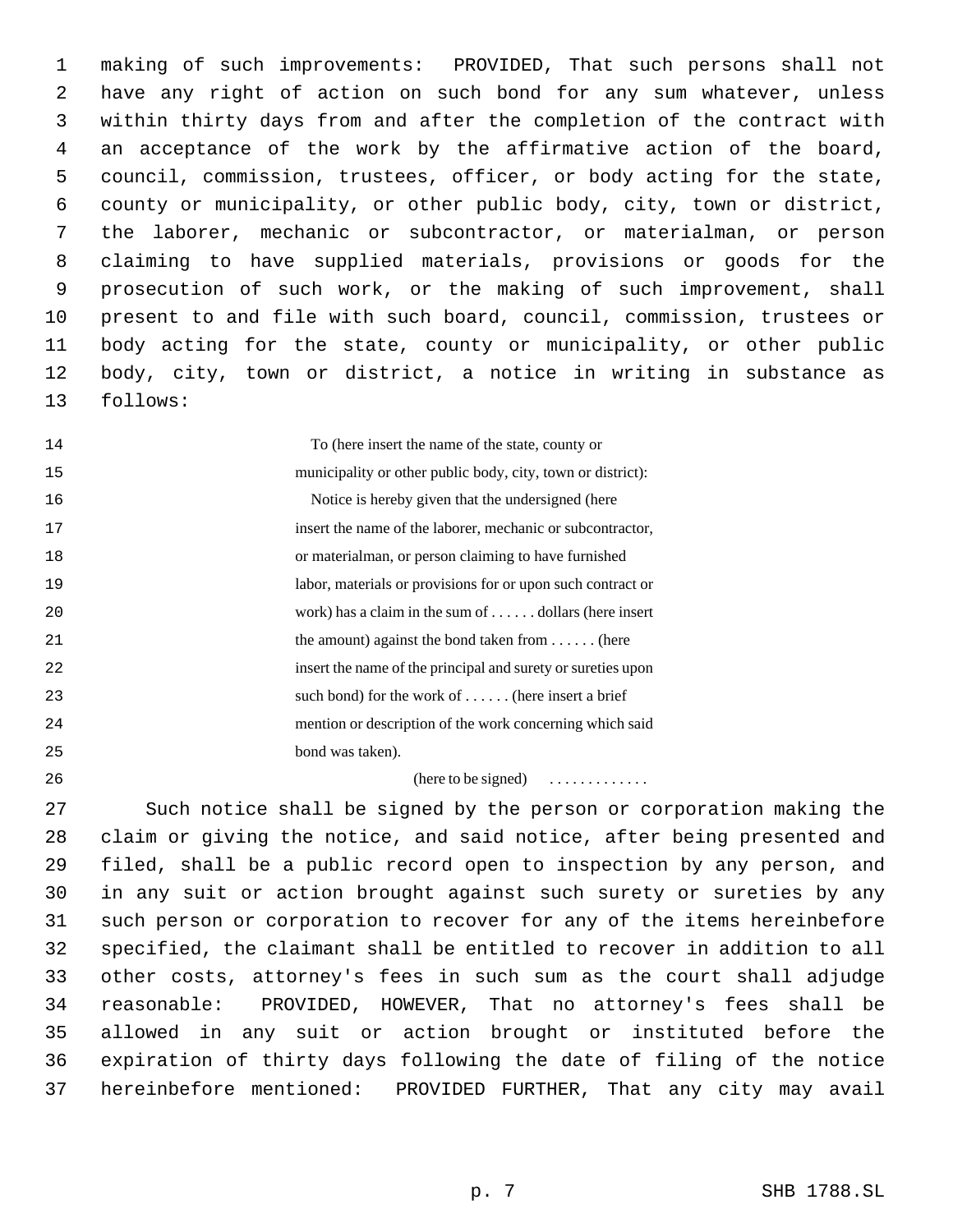making of such improvements: PROVIDED, That such persons shall not have any right of action on such bond for any sum whatever, unless within thirty days from and after the completion of the contract with an acceptance of the work by the affirmative action of the board, council, commission, trustees, officer, or body acting for the state, county or municipality, or other public body, city, town or district, the laborer, mechanic or subcontractor, or materialman, or person claiming to have supplied materials, provisions or goods for the prosecution of such work, or the making of such improvement, shall present to and file with such board, council, commission, trustees or body acting for the state, county or municipality, or other public body, city, town or district, a notice in writing in substance as follows:

> To (here insert the name of the state, county or municipality or other public body, city, town or district):
>
> Notice is hereby given that the undersigned (here insert the name of the laborer, mechanic or subcontractor, or materialman, or person claiming to have furnished labor, materials or provisions for or upon such contract or work) has a claim in the sum of . . . . . . dollars (here insert the amount) against the bond taken from . . . . . . (here insert the name of the principal and surety or sureties upon such bond) for the work of . . . . . . (here insert a brief mention or description of the work concerning which said bond was taken).
>
> (here to be signed) . . . . . . . . . . . . .

Such notice shall be signed by the person or corporation making the claim or giving the notice, and said notice, after being presented and filed, shall be a public record open to inspection by any person, and in any suit or action brought against such surety or sureties by any such person or corporation to recover for any of the items hereinbefore specified, the claimant shall be entitled to recover in addition to all other costs, attorney's fees in such sum as the court shall adjudge reasonable: PROVIDED, HOWEVER, That no attorney's fees shall be allowed in any suit or action brought or instituted before the expiration of thirty days following the date of filing of the notice hereinbefore mentioned: PROVIDED FURTHER, That any city may avail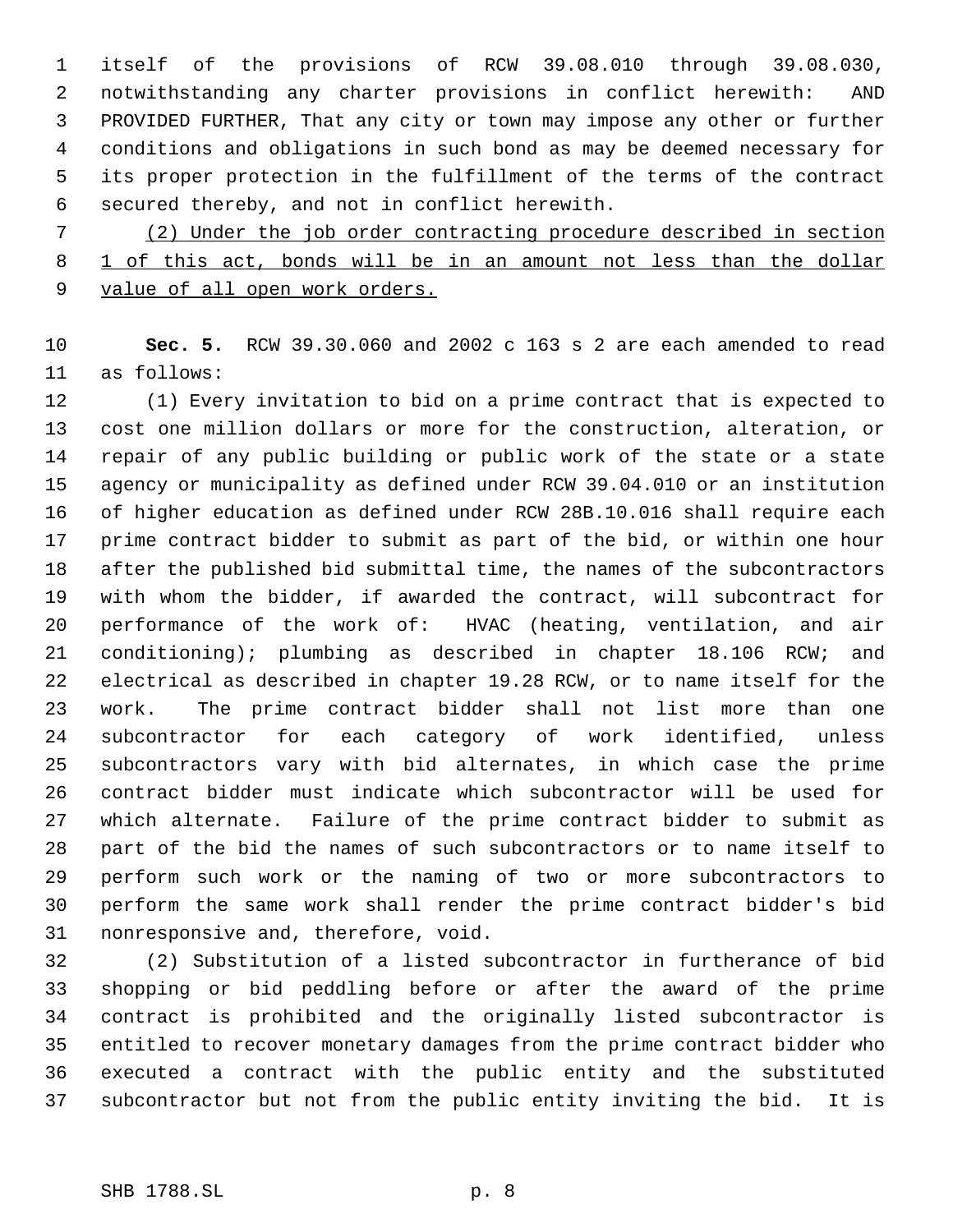itself of the provisions of RCW 39.08.010 through 39.08.030, notwithstanding any charter provisions in conflict herewith: AND PROVIDED FURTHER, That any city or town may impose any other or further conditions and obligations in such bond as may be deemed necessary for its proper protection in the fulfillment of the terms of the contract secured thereby, and not in conflict herewith.

<u>(2) Under the job order contracting procedure described in section 1 of this act, bonds will be in an amount not less than the dollar value of all open work orders.</u>

**Sec. 5.** RCW 39.30.060 and 2002 c 163 s 2 are each amended to read as follows:

(1) Every invitation to bid on a prime contract that is expected to cost one million dollars or more for the construction, alteration, or repair of any public building or public work of the state or a state agency or municipality as defined under RCW 39.04.010 or an institution of higher education as defined under RCW 28B.10.016 shall require each prime contract bidder to submit as part of the bid, or within one hour after the published bid submittal time, the names of the subcontractors with whom the bidder, if awarded the contract, will subcontract for performance of the work of: HVAC (heating, ventilation, and air conditioning); plumbing as described in chapter 18.106 RCW; and electrical as described in chapter 19.28 RCW, or to name itself for the work. The prime contract bidder shall not list more than one subcontractor for each category of work identified, unless subcontractors vary with bid alternates, in which case the prime contract bidder must indicate which subcontractor will be used for which alternate. Failure of the prime contract bidder to submit as part of the bid the names of such subcontractors or to name itself to perform such work or the naming of two or more subcontractors to perform the same work shall render the prime contract bidder's bid nonresponsive and, therefore, void.

(2) Substitution of a listed subcontractor in furtherance of bid shopping or bid peddling before or after the award of the prime contract is prohibited and the originally listed subcontractor is entitled to recover monetary damages from the prime contract bidder who executed a contract with the public entity and the substituted subcontractor but not from the public entity inviting the bid. It is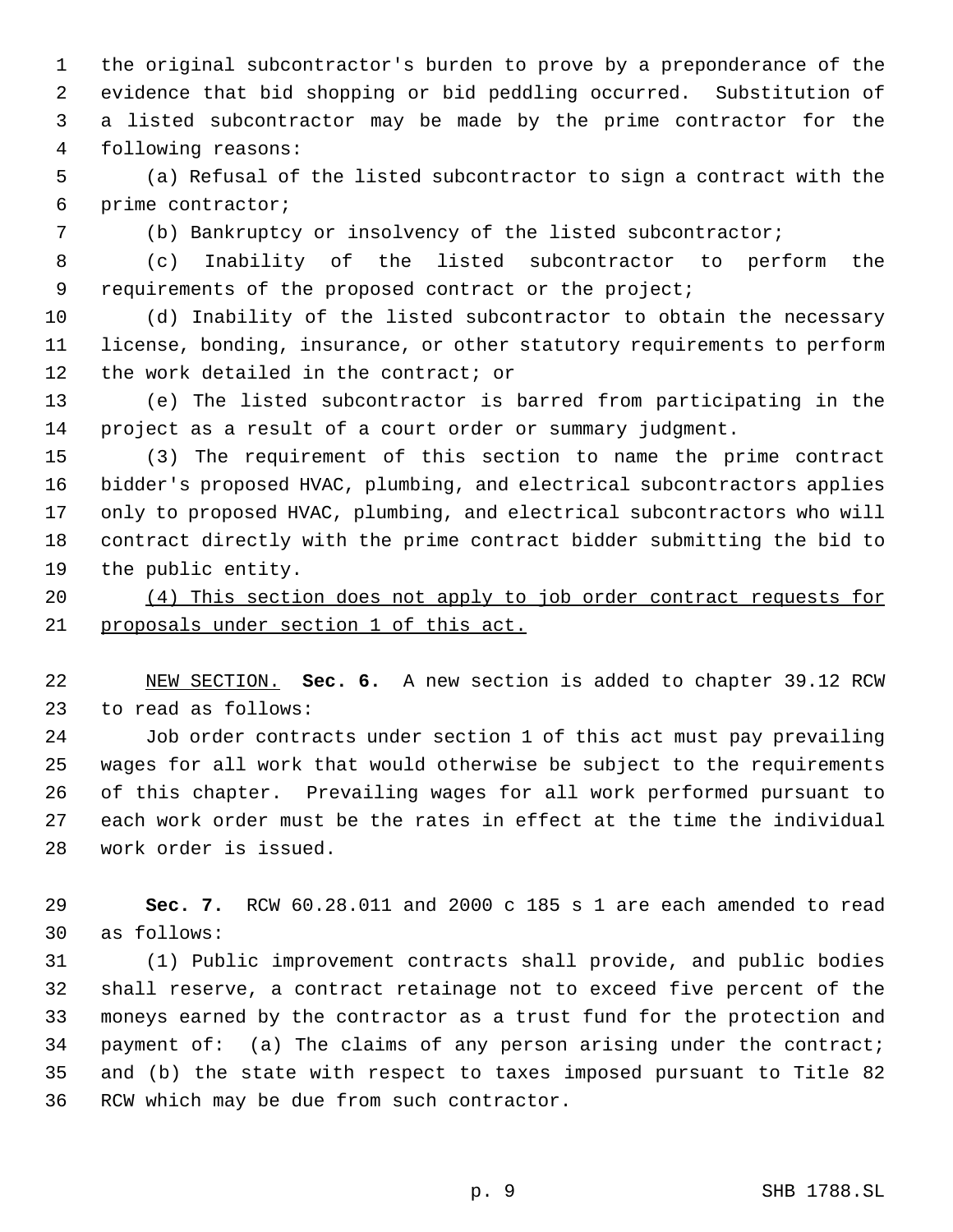the original subcontractor's burden to prove by a preponderance of the evidence that bid shopping or bid peddling occurred. Substitution of a listed subcontractor may be made by the prime contractor for the following reasons:

(a) Refusal of the listed subcontractor to sign a contract with the prime contractor;

(b) Bankruptcy or insolvency of the listed subcontractor;

(c) Inability of the listed subcontractor to perform the requirements of the proposed contract or the project;

(d) Inability of the listed subcontractor to obtain the necessary license, bonding, insurance, or other statutory requirements to perform the work detailed in the contract; or

(e) The listed subcontractor is barred from participating in the project as a result of a court order or summary judgment.

(3) The requirement of this section to name the prime contract bidder's proposed HVAC, plumbing, and electrical subcontractors applies only to proposed HVAC, plumbing, and electrical subcontractors who will contract directly with the prime contract bidder submitting the bid to the public entity.

<u>(4) This section does not apply to job order contract requests for proposals under section 1 of this act.</u>

<u>NEW SECTION.</u> **Sec. 6.** A new section is added to chapter 39.12 RCW to read as follows:

Job order contracts under section 1 of this act must pay prevailing wages for all work that would otherwise be subject to the requirements of this chapter. Prevailing wages for all work performed pursuant to each work order must be the rates in effect at the time the individual work order is issued.

**Sec. 7.** RCW 60.28.011 and 2000 c 185 s 1 are each amended to read as follows:

(1) Public improvement contracts shall provide, and public bodies shall reserve, a contract retainage not to exceed five percent of the moneys earned by the contractor as a trust fund for the protection and payment of: (a) The claims of any person arising under the contract; and (b) the state with respect to taxes imposed pursuant to Title 82 RCW which may be due from such contractor.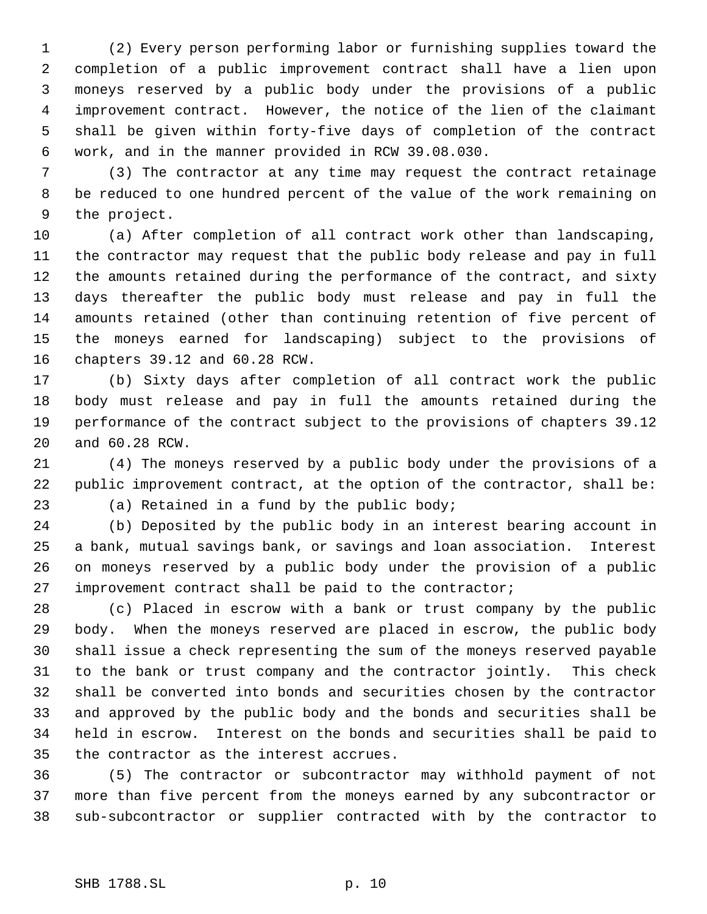(2) Every person performing labor or furnishing supplies toward the completion of a public improvement contract shall have a lien upon moneys reserved by a public body under the provisions of a public improvement contract. However, the notice of the lien of the claimant shall be given within forty-five days of completion of the contract work, and in the manner provided in RCW 39.08.030.

(3) The contractor at any time may request the contract retainage be reduced to one hundred percent of the value of the work remaining on the project.

(a) After completion of all contract work other than landscaping, the contractor may request that the public body release and pay in full the amounts retained during the performance of the contract, and sixty days thereafter the public body must release and pay in full the amounts retained (other than continuing retention of five percent of the moneys earned for landscaping) subject to the provisions of chapters 39.12 and 60.28 RCW.

(b) Sixty days after completion of all contract work the public body must release and pay in full the amounts retained during the performance of the contract subject to the provisions of chapters 39.12 and 60.28 RCW.

(4) The moneys reserved by a public body under the provisions of a public improvement contract, at the option of the contractor, shall be:

(a) Retained in a fund by the public body;

(b) Deposited by the public body in an interest bearing account in a bank, mutual savings bank, or savings and loan association. Interest on moneys reserved by a public body under the provision of a public improvement contract shall be paid to the contractor;

(c) Placed in escrow with a bank or trust company by the public body. When the moneys reserved are placed in escrow, the public body shall issue a check representing the sum of the moneys reserved payable to the bank or trust company and the contractor jointly. This check shall be converted into bonds and securities chosen by the contractor and approved by the public body and the bonds and securities shall be held in escrow. Interest on the bonds and securities shall be paid to the contractor as the interest accrues.

(5) The contractor or subcontractor may withhold payment of not more than five percent from the moneys earned by any subcontractor or sub-subcontractor or supplier contracted with by the contractor to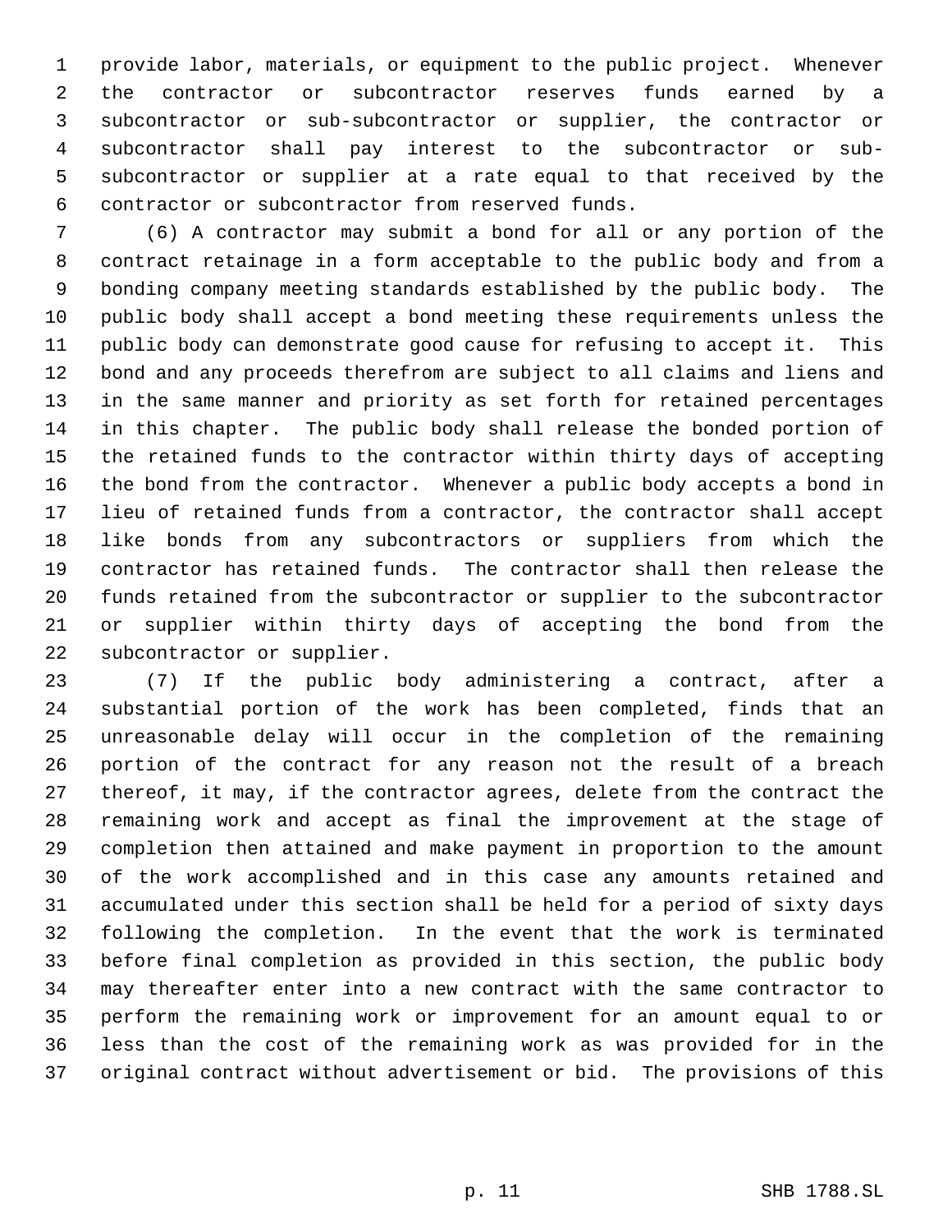provide labor, materials, or equipment to the public project. Whenever the contractor or subcontractor reserves funds earned by a subcontractor or sub-subcontractor or supplier, the contractor or subcontractor shall pay interest to the subcontractor or sub-subcontractor or supplier at a rate equal to that received by the contractor or subcontractor from reserved funds.

(6) A contractor may submit a bond for all or any portion of the contract retainage in a form acceptable to the public body and from a bonding company meeting standards established by the public body. The public body shall accept a bond meeting these requirements unless the public body can demonstrate good cause for refusing to accept it. This bond and any proceeds therefrom are subject to all claims and liens and in the same manner and priority as set forth for retained percentages in this chapter. The public body shall release the bonded portion of the retained funds to the contractor within thirty days of accepting the bond from the contractor. Whenever a public body accepts a bond in lieu of retained funds from a contractor, the contractor shall accept like bonds from any subcontractors or suppliers from which the contractor has retained funds. The contractor shall then release the funds retained from the subcontractor or supplier to the subcontractor or supplier within thirty days of accepting the bond from the subcontractor or supplier.

(7) If the public body administering a contract, after a substantial portion of the work has been completed, finds that an unreasonable delay will occur in the completion of the remaining portion of the contract for any reason not the result of a breach thereof, it may, if the contractor agrees, delete from the contract the remaining work and accept as final the improvement at the stage of completion then attained and make payment in proportion to the amount of the work accomplished and in this case any amounts retained and accumulated under this section shall be held for a period of sixty days following the completion. In the event that the work is terminated before final completion as provided in this section, the public body may thereafter enter into a new contract with the same contractor to perform the remaining work or improvement for an amount equal to or less than the cost of the remaining work as was provided for in the original contract without advertisement or bid. The provisions of this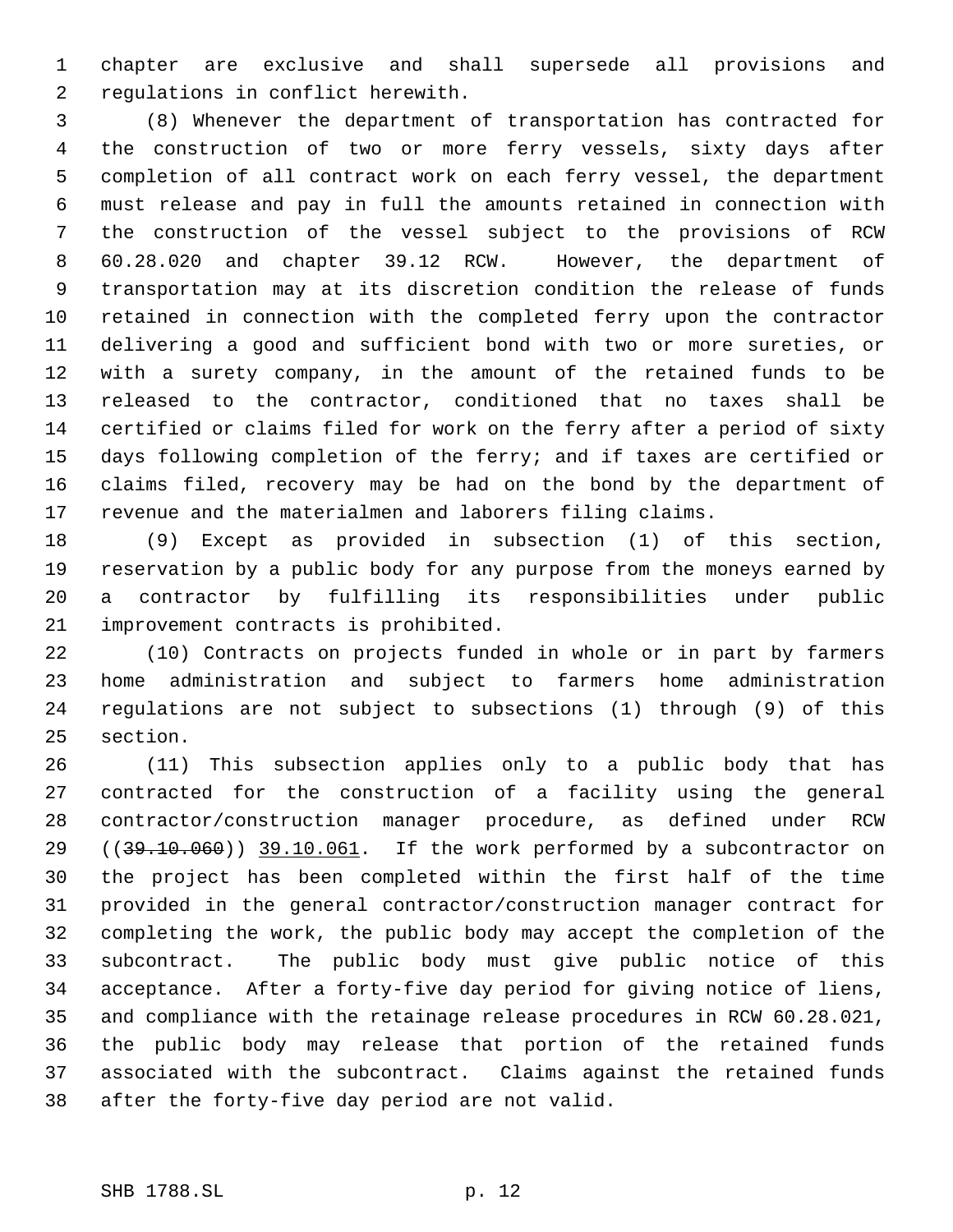chapter are exclusive and shall supersede all provisions and regulations in conflict herewith.

(8) Whenever the department of transportation has contracted for the construction of two or more ferry vessels, sixty days after completion of all contract work on each ferry vessel, the department must release and pay in full the amounts retained in connection with the construction of the vessel subject to the provisions of RCW 60.28.020 and chapter 39.12 RCW. However, the department of transportation may at its discretion condition the release of funds retained in connection with the completed ferry upon the contractor delivering a good and sufficient bond with two or more sureties, or with a surety company, in the amount of the retained funds to be released to the contractor, conditioned that no taxes shall be certified or claims filed for work on the ferry after a period of sixty days following completion of the ferry; and if taxes are certified or claims filed, recovery may be had on the bond by the department of revenue and the materialmen and laborers filing claims.

(9) Except as provided in subsection (1) of this section, reservation by a public body for any purpose from the moneys earned by a contractor by fulfilling its responsibilities under public improvement contracts is prohibited.

(10) Contracts on projects funded in whole or in part by farmers home administration and subject to farmers home administration regulations are not subject to subsections (1) through (9) of this section.

(11) This subsection applies only to a public body that has contracted for the construction of a facility using the general contractor/construction manager procedure, as defined under RCW ((~~39.10.060~~)) 39.10.061. If the work performed by a subcontractor on the project has been completed within the first half of the time provided in the general contractor/construction manager contract for completing the work, the public body may accept the completion of the subcontract. The public body must give public notice of this acceptance. After a forty-five day period for giving notice of liens, and compliance with the retainage release procedures in RCW 60.28.021, the public body may release that portion of the retained funds associated with the subcontract. Claims against the retained funds after the forty-five day period are not valid.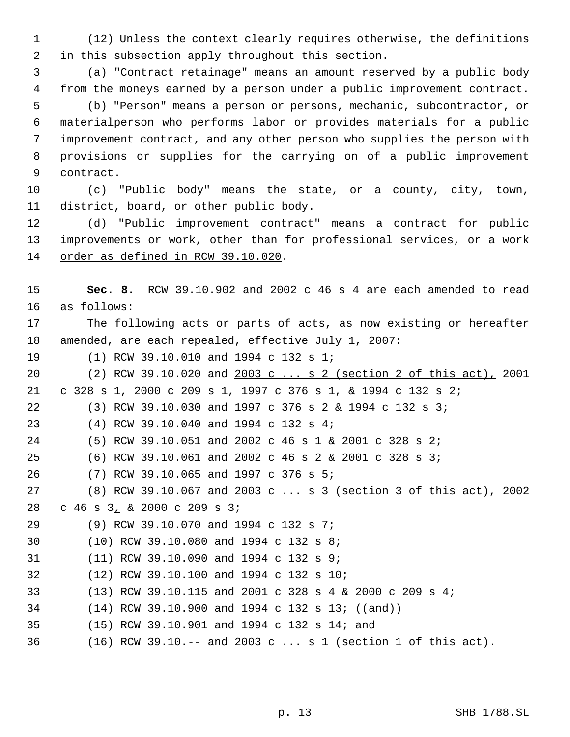(12) Unless the context clearly requires otherwise, the definitions in this subsection apply throughout this section.

(a) "Contract retainage" means an amount reserved by a public body from the moneys earned by a person under a public improvement contract.

(b) "Person" means a person or persons, mechanic, subcontractor, or materialperson who performs labor or provides materials for a public improvement contract, and any other person who supplies the person with provisions or supplies for the carrying on of a public improvement contract.

(c) "Public body" means the state, or a county, city, town, district, board, or other public body.

(d) "Public improvement contract" means a contract for public improvements or work, other than for professional services, or a work order as defined in RCW 39.10.020.

**Sec. 8.** RCW 39.10.902 and 2002 c 46 s 4 are each amended to read as follows:

The following acts or parts of acts, as now existing or hereafter amended, are each repealed, effective July 1, 2007:

(1) RCW 39.10.010 and 1994 c 132 s 1;

(2) RCW 39.10.020 and 2003 c ... s 2 (section 2 of this act), 2001 c 328 s 1, 2000 c 209 s 1, 1997 c 376 s 1, & 1994 c 132 s 2;

(3) RCW 39.10.030 and 1997 c 376 s 2 & 1994 c 132 s 3;

(4) RCW 39.10.040 and 1994 c 132 s 4;

(5) RCW 39.10.051 and 2002 c 46 s 1 & 2001 c 328 s 2;

(6) RCW 39.10.061 and 2002 c 46 s 2 & 2001 c 328 s 3;

(7) RCW 39.10.065 and 1997 c 376 s 5;

(8) RCW 39.10.067 and 2003 c ... s 3 (section 3 of this act), 2002 c 46 s 3, & 2000 c 209 s 3;

(9) RCW 39.10.070 and 1994 c 132 s 7;

(10) RCW 39.10.080 and 1994 c 132 s 8;

(11) RCW 39.10.090 and 1994 c 132 s 9;

(12) RCW 39.10.100 and 1994 c 132 s 10;

(13) RCW 39.10.115 and 2001 c 328 s 4 & 2000 c 209 s 4;

(14) RCW 39.10.900 and 1994 c 132 s 13; ((~~and~~))

(15) RCW 39.10.901 and 1994 c 132 s 14; and

(16) RCW 39.10.-- and 2003 c ... s 1 (section 1 of this act).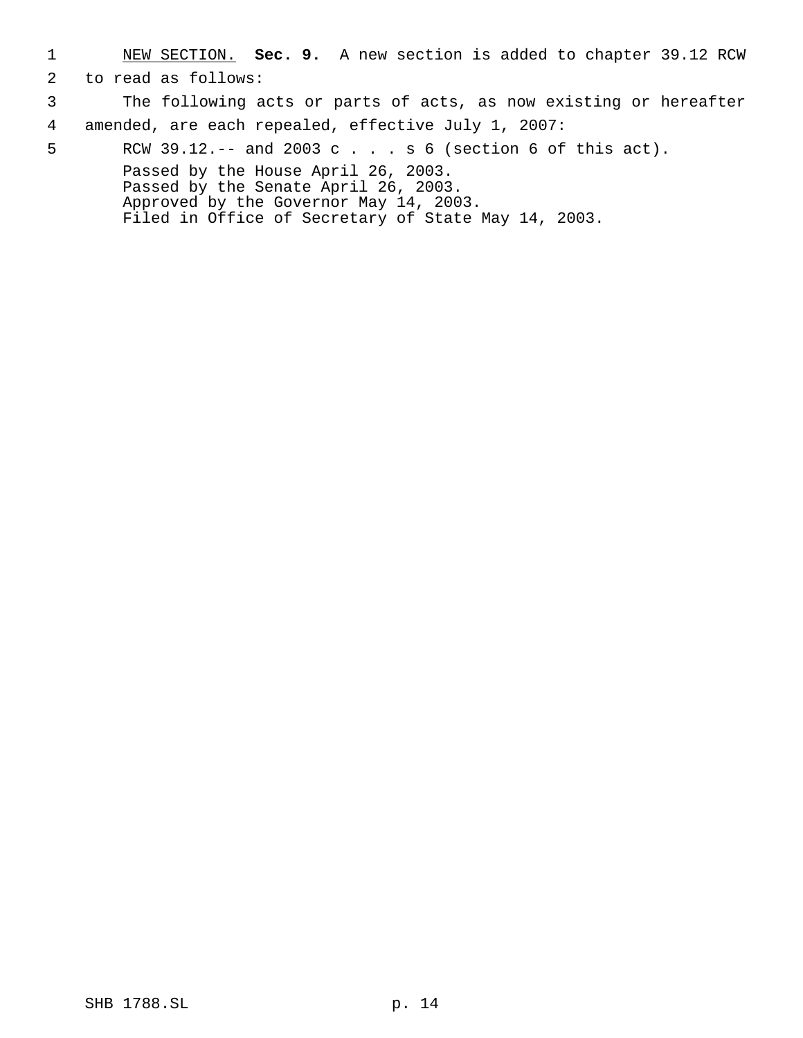NEW SECTION. **Sec. 9.** A new section is added to chapter 39.12 RCW to read as follows:

The following acts or parts of acts, as now existing or hereafter amended, are each repealed, effective July 1, 2007:

RCW 39.12.-- and 2003 c . . . s 6 (section 6 of this act).

Passed by the House April 26, 2003.
Passed by the Senate April 26, 2003.
Approved by the Governor May 14, 2003.
Filed in Office of Secretary of State May 14, 2003.